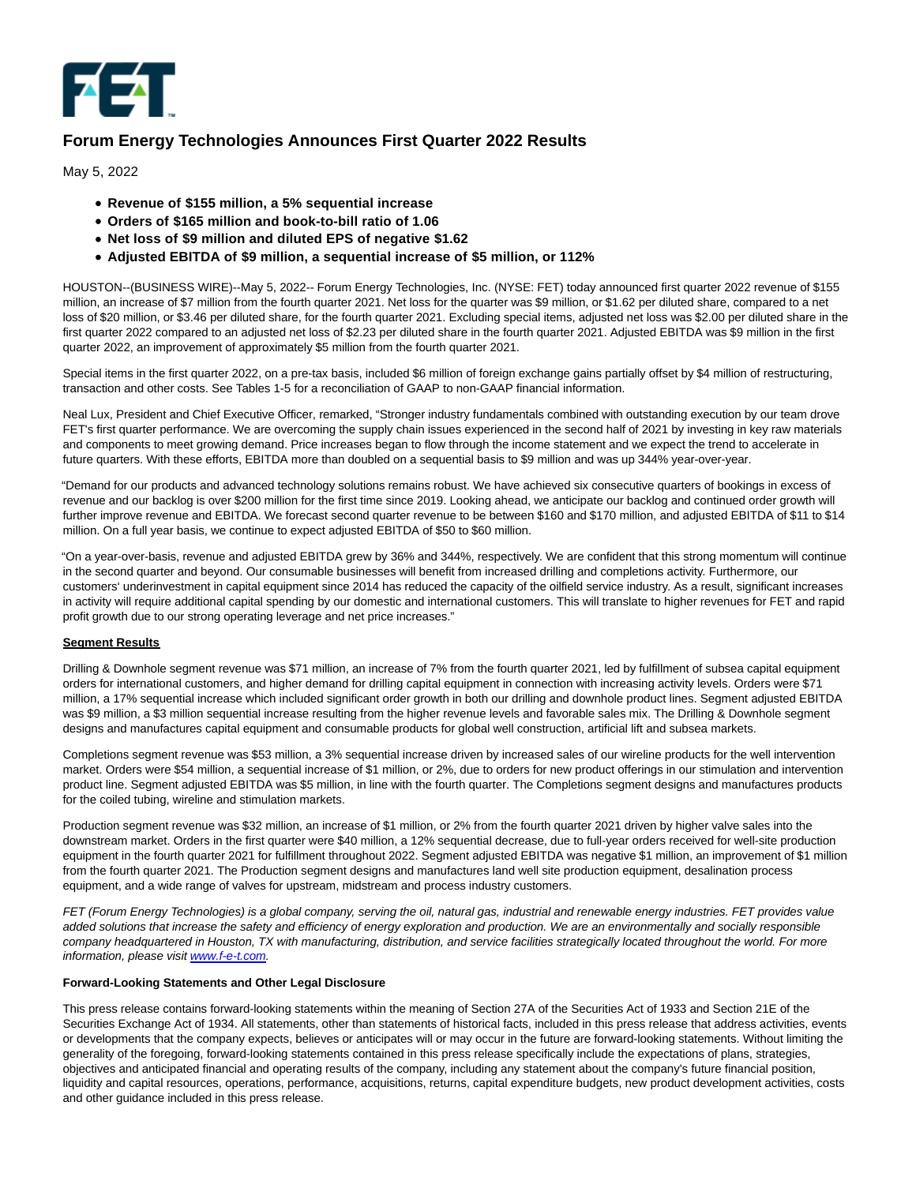# Forum Energy Technologies Announces First Quarter 2022 Results

May 5, 2022

- **Revenue of $155 million, a 5% sequential increase**
- **Orders of $165 million and book-to-bill ratio of 1.06**
- **Net loss of $9 million and diluted EPS of negative $1.62**
- **Adjusted EBITDA of $9 million, a sequential increase of $5 million, or 112%**

HOUSTON--(BUSINESS WIRE)--May 5, 2022-- Forum Energy Technologies, Inc. (NYSE: FET) today announced first quarter 2022 revenue of $155 million, an increase of $7 million from the fourth quarter 2021. Net loss for the quarter was $9 million, or $1.62 per diluted share, compared to a net loss of $20 million, or $3.46 per diluted share, for the fourth quarter 2021. Excluding special items, adjusted net loss was $2.00 per diluted share in the first quarter 2022 compared to an adjusted net loss of $2.23 per diluted share in the fourth quarter 2021. Adjusted EBITDA was $9 million in the first quarter 2022, an improvement of approximately $5 million from the fourth quarter 2021.

Special items in the first quarter 2022, on a pre-tax basis, included $6 million of foreign exchange gains partially offset by $4 million of restructuring, transaction and other costs. See Tables 1-5 for a reconciliation of GAAP to non-GAAP financial information.

Neal Lux, President and Chief Executive Officer, remarked, "Stronger industry fundamentals combined with outstanding execution by our team drove FET's first quarter performance. We are overcoming the supply chain issues experienced in the second half of 2021 by investing in key raw materials and components to meet growing demand. Price increases began to flow through the income statement and we expect the trend to accelerate in future quarters. With these efforts, EBITDA more than doubled on a sequential basis to $9 million and was up 344% year-over-year.

"Demand for our products and advanced technology solutions remains robust. We have achieved six consecutive quarters of bookings in excess of revenue and our backlog is over $200 million for the first time since 2019. Looking ahead, we anticipate our backlog and continued order growth will further improve revenue and EBITDA. We forecast second quarter revenue to be between $160 and $170 million, and adjusted EBITDA of $11 to $14 million. On a full year basis, we continue to expect adjusted EBITDA of $50 to $60 million.

"On a year-over-basis, revenue and adjusted EBITDA grew by 36% and 344%, respectively. We are confident that this strong momentum will continue in the second quarter and beyond. Our consumable businesses will benefit from increased drilling and completions activity. Furthermore, our customers' underinvestment in capital equipment since 2014 has reduced the capacity of the oilfield service industry. As a result, significant increases in activity will require additional capital spending by our domestic and international customers. This will translate to higher revenues for FET and rapid profit growth due to our strong operating leverage and net price increases."

**Segment Results**

Drilling & Downhole segment revenue was $71 million, an increase of 7% from the fourth quarter 2021, led by fulfillment of subsea capital equipment orders for international customers, and higher demand for drilling capital equipment in connection with increasing activity levels. Orders were $71 million, a 17% sequential increase which included significant order growth in both our drilling and downhole product lines. Segment adjusted EBITDA was $9 million, a $3 million sequential increase resulting from the higher revenue levels and favorable sales mix. The Drilling & Downhole segment designs and manufactures capital equipment and consumable products for global well construction, artificial lift and subsea markets.

Completions segment revenue was $53 million, a 3% sequential increase driven by increased sales of our wireline products for the well intervention market. Orders were $54 million, a sequential increase of $1 million, or 2%, due to orders for new product offerings in our stimulation and intervention product line. Segment adjusted EBITDA was $5 million, in line with the fourth quarter. The Completions segment designs and manufactures products for the coiled tubing, wireline and stimulation markets.

Production segment revenue was $32 million, an increase of $1 million, or 2% from the fourth quarter 2021 driven by higher valve sales into the downstream market. Orders in the first quarter were $40 million, a 12% sequential decrease, due to full-year orders received for well-site production equipment in the fourth quarter 2021 for fulfillment throughout 2022. Segment adjusted EBITDA was negative $1 million, an improvement of $1 million from the fourth quarter 2021. The Production segment designs and manufactures land well site production equipment, desalination process equipment, and a wide range of valves for upstream, midstream and process industry customers.

*FET (Forum Energy Technologies) is a global company, serving the oil, natural gas, industrial and renewable energy industries. FET provides value added solutions that increase the safety and efficiency of energy exploration and production. We are an environmentally and socially responsible company headquartered in Houston, TX with manufacturing, distribution, and service facilities strategically located throughout the world. For more information, please visit www.f-e-t.com.*

**Forward-Looking Statements and Other Legal Disclosure**

This press release contains forward-looking statements within the meaning of Section 27A of the Securities Act of 1933 and Section 21E of the Securities Exchange Act of 1934. All statements, other than statements of historical facts, included in this press release that address activities, events or developments that the company expects, believes or anticipates will or may occur in the future are forward-looking statements. Without limiting the generality of the foregoing, forward-looking statements contained in this press release specifically include the expectations of plans, strategies, objectives and anticipated financial and operating results of the company, including any statement about the company's future financial position, liquidity and capital resources, operations, performance, acquisitions, returns, capital expenditure budgets, new product development activities, costs and other guidance included in this press release.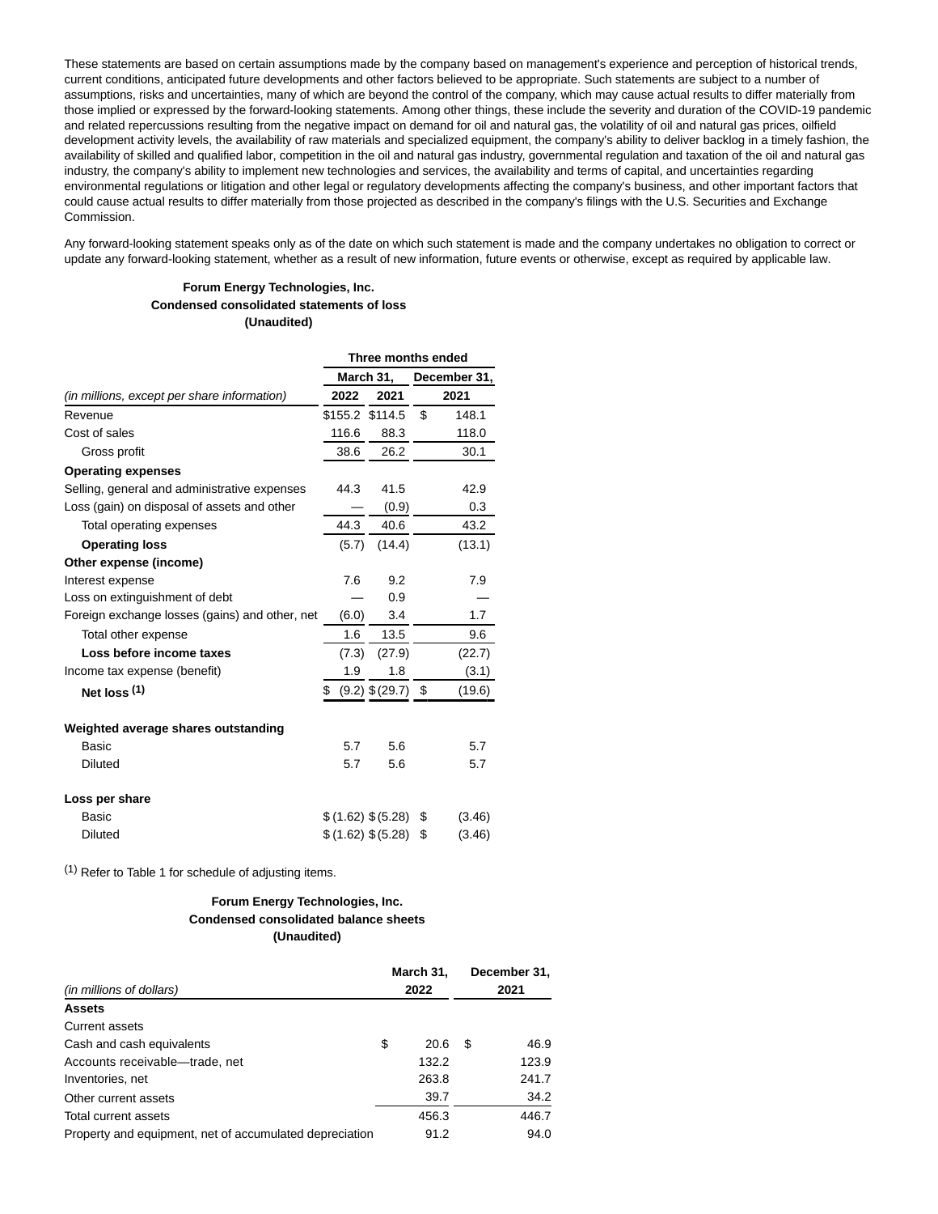These statements are based on certain assumptions made by the company based on management's experience and perception of historical trends, current conditions, anticipated future developments and other factors believed to be appropriate. Such statements are subject to a number of assumptions, risks and uncertainties, many of which are beyond the control of the company, which may cause actual results to differ materially from those implied or expressed by the forward-looking statements. Among other things, these include the severity and duration of the COVID-19 pandemic and related repercussions resulting from the negative impact on demand for oil and natural gas, the volatility of oil and natural gas prices, oilfield development activity levels, the availability of raw materials and specialized equipment, the company's ability to deliver backlog in a timely fashion, the availability of skilled and qualified labor, competition in the oil and natural gas industry, governmental regulation and taxation of the oil and natural gas industry, the company's ability to implement new technologies and services, the availability and terms of capital, and uncertainties regarding environmental regulations or litigation and other legal or regulatory developments affecting the company's business, and other important factors that could cause actual results to differ materially from those projected as described in the company's filings with the U.S. Securities and Exchange Commission.

Any forward-looking statement speaks only as of the date on which such statement is made and the company undertakes no obligation to correct or update any forward-looking statement, whether as a result of new information, future events or otherwise, except as required by applicable law.

**Forum Energy Technologies, Inc.**
**Condensed consolidated statements of loss**
**(Unaudited)**

| | Three months ended | | |
|---|---|---|---|
| | March 31, | | December 31, |
| *(in millions, except per share information)* | 2022 | 2021 | 2021 |
| Revenue | $155.2 | $114.5 | $ 148.1 |
| Cost of sales | 116.6 | 88.3 | 118.0 |
| Gross profit | 38.6 | 26.2 | 30.1 |
| **Operating expenses** | | | |
| Selling, general and administrative expenses | 44.3 | 41.5 | 42.9 |
| Loss (gain) on disposal of assets and other | — | (0.9) | 0.3 |
| Total operating expenses | 44.3 | 40.6 | 43.2 |
| **Operating loss** | (5.7) | (14.4) | (13.1) |
| **Other expense (income)** | | | |
| Interest expense | 7.6 | 9.2 | 7.9 |
| Loss on extinguishment of debt | — | 0.9 | — |
| Foreign exchange losses (gains) and other, net | (6.0) | 3.4 | 1.7 |
| Total other expense | 1.6 | 13.5 | 9.6 |
| **Loss before income taxes** | (7.3) | (27.9) | (22.7) |
| Income tax expense (benefit) | 1.9 | 1.8 | (3.1) |
| **Net loss [1]** | $ (9.2) | $ (29.7) | $ (19.6) |
| | | | |
| **Weighted average shares outstanding** | | | |
| Basic | 5.7 | 5.6 | 5.7 |
| Diluted | 5.7 | 5.6 | 5.7 |
| | | | |
| **Loss per share** | | | |
| Basic | $ (1.62) | $ (5.28) | $ (3.46) |
| Diluted | $ (1.62) | $ (5.28) | $ (3.46) |

[1] Refer to Table 1 for schedule of adjusting items.

**Forum Energy Technologies, Inc.**
**Condensed consolidated balance sheets**
**(Unaudited)**

| *(in millions of dollars)* | March 31, 2022 | December 31, 2021 |
|---|---|---|
| **Assets** | | |
| Current assets | | |
| Cash and cash equivalents | $ 20.6 | $ 46.9 |
| Accounts receivable—trade, net | 132.2 | 123.9 |
| Inventories, net | 263.8 | 241.7 |
| Other current assets | 39.7 | 34.2 |
| Total current assets | 456.3 | 446.7 |
| Property and equipment, net of accumulated depreciation | 91.2 | 94.0 |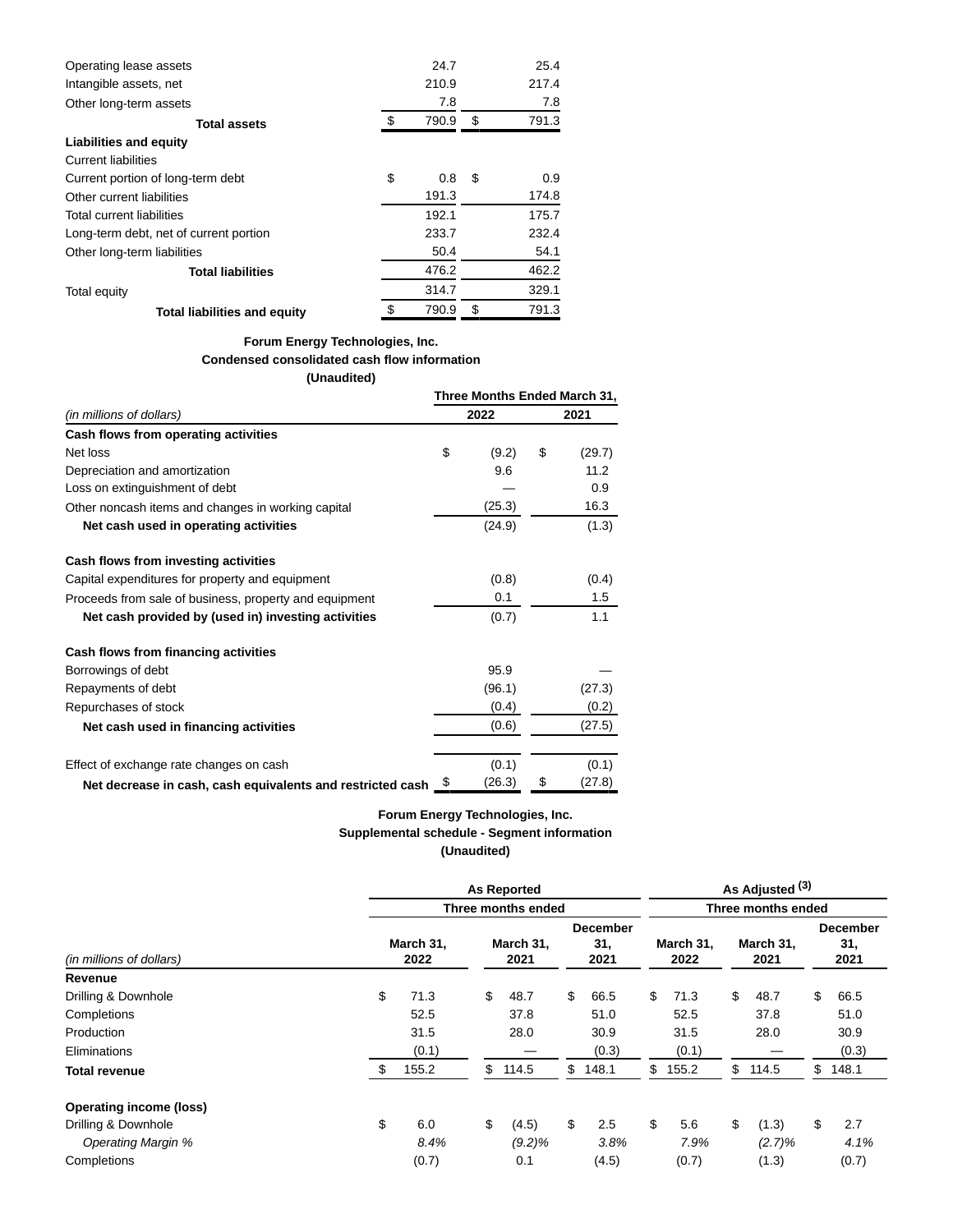| | | |
|---|---|---|
| Operating lease assets | 24.7 | 25.4 |
| Intangible assets, net | 210.9 | 217.4 |
| Other long-term assets | 7.8 | 7.8 |
| **Total assets** | $ 790.9 | $ 791.3 |
| **Liabilities and equity** | | |
| Current liabilities | | |
| Current portion of long-term debt | $ 0.8 | $ 0.9 |
| Other current liabilities | 191.3 | 174.8 |
| Total current liabilities | 192.1 | 175.7 |
| Long-term debt, net of current portion | 233.7 | 232.4 |
| Other long-term liabilities | 50.4 | 54.1 |
| **Total liabilities** | 476.2 | 462.2 |
| Total equity | 314.7 | 329.1 |
| **Total liabilities and equity** | $ 790.9 | $ 791.3 |

**Forum Energy Technologies, Inc.**
**Condensed consolidated cash flow information**
**(Unaudited)**

| | Three Months Ended March 31, | |
|---|---|---|
| *(in millions of dollars)* | 2022 | 2021 |
| **Cash flows from operating activities** | | |
| Net loss | $ (9.2) | $ (29.7) |
| Depreciation and amortization | 9.6 | 11.2 |
| Loss on extinguishment of debt | — | 0.9 |
| Other noncash items and changes in working capital | (25.3) | 16.3 |
| **Net cash used in operating activities** | (24.9) | (1.3) |
| **Cash flows from investing activities** | | |
| Capital expenditures for property and equipment | (0.8) | (0.4) |
| Proceeds from sale of business, property and equipment | 0.1 | 1.5 |
| **Net cash provided by (used in) investing activities** | (0.7) | 1.1 |
| **Cash flows from financing activities** | | |
| Borrowings of debt | 95.9 | — |
| Repayments of debt | (96.1) | (27.3) |
| Repurchases of stock | (0.4) | (0.2) |
| **Net cash used in financing activities** | (0.6) | (27.5) |
| Effect of exchange rate changes on cash | (0.1) | (0.1) |
| **Net decrease in cash, cash equivalents and restricted cash** | $ (26.3) | $ (27.8) |

**Forum Energy Technologies, Inc.**
**Supplemental schedule - Segment information**
**(Unaudited)**

| | As Reported | | | As Adjusted [3] | | |
|---|---|---|---|---|---|---|
| | Three months ended | | | Three months ended | | |
| *(in millions of dollars)* | March 31, 2022 | March 31, 2021 | December 31, 2021 | March 31, 2022 | March 31, 2021 | December 31, 2021 |
| **Revenue** | | | | | | |
| Drilling & Downhole | $ 71.3 | $ 48.7 | $ 66.5 | $ 71.3 | $ 48.7 | $ 66.5 |
| Completions | 52.5 | 37.8 | 51.0 | 52.5 | 37.8 | 51.0 |
| Production | 31.5 | 28.0 | 30.9 | 31.5 | 28.0 | 30.9 |
| Eliminations | (0.1) | — | (0.3) | (0.1) | — | (0.3) |
| **Total revenue** | $ 155.2 | $ 114.5 | $ 148.1 | $ 155.2 | $ 114.5 | $ 148.1 |
| **Operating income (loss)** | | | | | | |
| Drilling & Downhole | $ 6.0 | $ (4.5) | $ 2.5 | $ 5.6 | $ (1.3) | $ 2.7 |
| *Operating Margin %* | *8.4%* | *(9.2)%* | *3.8%* | *7.9%* | *(2.7)%* | *4.1%* |
| Completions | (0.7) | 0.1 | (4.5) | (0.7) | (1.3) | (0.7) |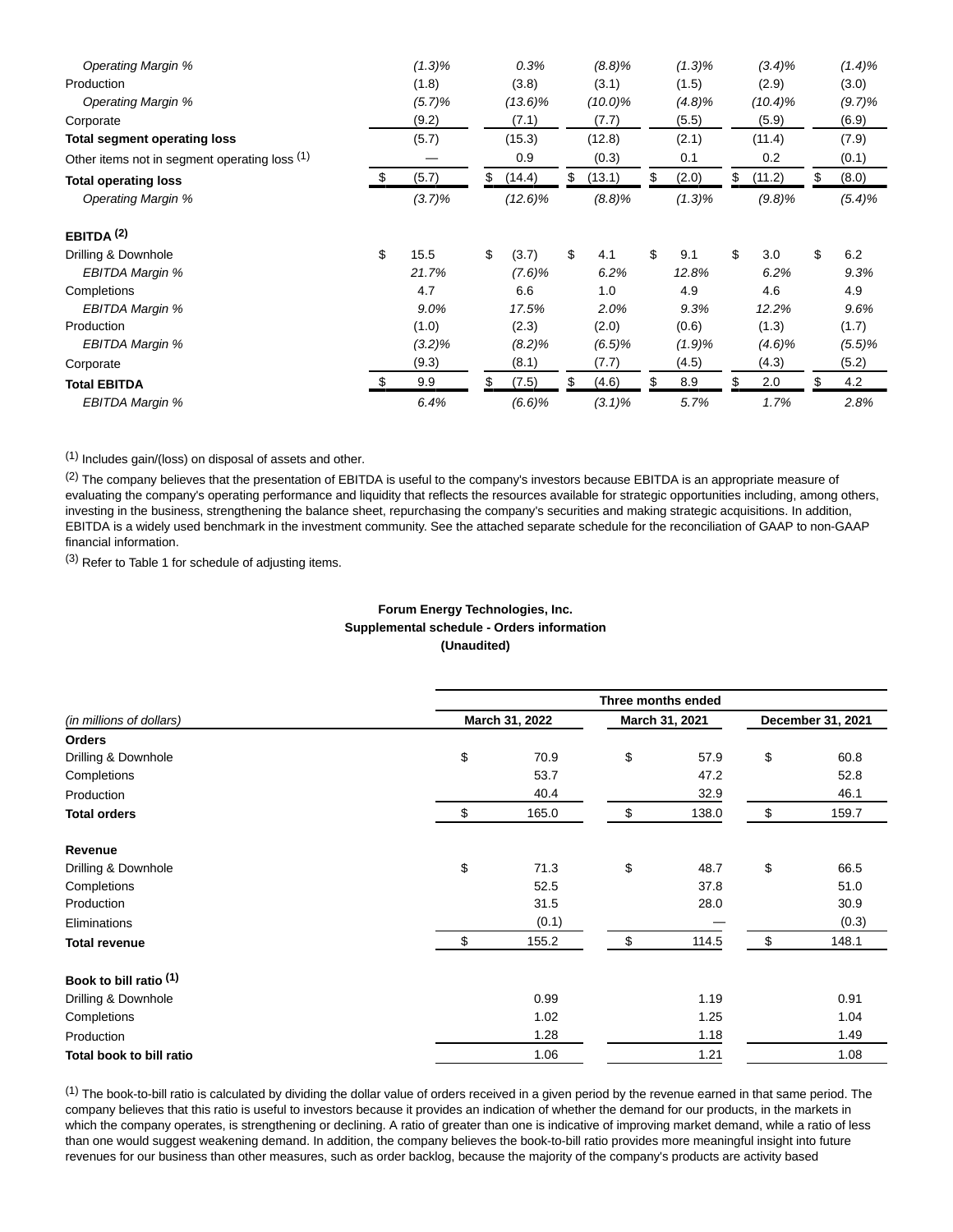| | | | | | | |
|---|---|---|---|---|---|---|
| *Operating Margin %* | *(1.3)%* | *0.3%* | *(8.8)%* | *(1.3)%* | *(3.4)%* | *(1.4)%* |
| Production | (1.8) | (3.8) | (3.1) | (1.5) | (2.9) | (3.0) |
| *Operating Margin %* | *(5.7)%* | *(13.6)%* | *(10.0)%* | *(4.8)%* | *(10.4)%* | *(9.7)%* |
| Corporate | (9.2) | (7.1) | (7.7) | (5.5) | (5.9) | (6.9) |
| **Total segment operating loss** | (5.7) | (15.3) | (12.8) | (2.1) | (11.4) | (7.9) |
| Other items not in segment operating loss (1) | — | 0.9 | (0.3) | 0.1 | 0.2 | (0.1) |
| **Total operating loss** | $ (5.7) | $ (14.4) | $ (13.1) | $ (2.0) | $ (11.2) | $ (8.0) |
| *Operating Margin %* | *(3.7)%* | *(12.6)%* | *(8.8)%* | *(1.3)%* | *(9.8)%* | *(5.4)%* |
| | | | | | | |
| **EBITDA (2)** | | | | | | |
| Drilling & Downhole | $ 15.5 | $ (3.7) | $ 4.1 | $ 9.1 | $ 3.0 | $ 6.2 |
| *EBITDA Margin %* | *21.7%* | *(7.6)%* | *6.2%* | *12.8%* | *6.2%* | *9.3%* |
| Completions | 4.7 | 6.6 | 1.0 | 4.9 | 4.6 | 4.9 |
| *EBITDA Margin %* | *9.0%* | *17.5%* | *2.0%* | *9.3%* | *12.2%* | *9.6%* |
| Production | (1.0) | (2.3) | (2.0) | (0.6) | (1.3) | (1.7) |
| *EBITDA Margin %* | *(3.2)%* | *(8.2)%* | *(6.5)%* | *(1.9)%* | *(4.6)%* | *(5.5)%* |
| Corporate | (9.3) | (8.1) | (7.7) | (4.5) | (4.3) | (5.2) |
| **Total EBITDA** | $ 9.9 | $ (7.5) | $ (4.6) | $ 8.9 | $ 2.0 | $ 4.2 |
| *EBITDA Margin %* | *6.4%* | *(6.6)%* | *(3.1)%* | *5.7%* | *1.7%* | *2.8%* |

(1) Includes gain/(loss) on disposal of assets and other.

(2) The company believes that the presentation of EBITDA is useful to the company's investors because EBITDA is an appropriate measure of evaluating the company's operating performance and liquidity that reflects the resources available for strategic opportunities including, among others, investing in the business, strengthening the balance sheet, repurchasing the company's securities and making strategic acquisitions. In addition, EBITDA is a widely used benchmark in the investment community. See the attached separate schedule for the reconciliation of GAAP to non-GAAP financial information.

(3) Refer to Table 1 for schedule of adjusting items.

**Forum Energy Technologies, Inc.**
**Supplemental schedule - Orders information**
**(Unaudited)**

| | Three months ended | | |
|---|---|---|---|
| *(in millions of dollars)* | March 31, 2022 | March 31, 2021 | December 31, 2021 |
| **Orders** | | | |
| Drilling & Downhole | $ 70.9 | $ 57.9 | $ 60.8 |
| Completions | 53.7 | 47.2 | 52.8 |
| Production | 40.4 | 32.9 | 46.1 |
| **Total orders** | $ 165.0 | $ 138.0 | $ 159.7 |
| | | | |
| **Revenue** | | | |
| Drilling & Downhole | $ 71.3 | $ 48.7 | $ 66.5 |
| Completions | 52.5 | 37.8 | 51.0 |
| Production | 31.5 | 28.0 | 30.9 |
| Eliminations | (0.1) | — | (0.3) |
| **Total revenue** | $ 155.2 | $ 114.5 | $ 148.1 |
| | | | |
| **Book to bill ratio (1)** | | | |
| Drilling & Downhole | 0.99 | 1.19 | 0.91 |
| Completions | 1.02 | 1.25 | 1.04 |
| Production | 1.28 | 1.18 | 1.49 |
| **Total book to bill ratio** | 1.06 | 1.21 | 1.08 |

(1) The book-to-bill ratio is calculated by dividing the dollar value of orders received in a given period by the revenue earned in that same period. The company believes that this ratio is useful to investors because it provides an indication of whether the demand for our products, in the markets in which the company operates, is strengthening or declining. A ratio of greater than one is indicative of improving market demand, while a ratio of less than one would suggest weakening demand. In addition, the company believes the book-to-bill ratio provides more meaningful insight into future revenues for our business than other measures, such as order backlog, because the majority of the company's products are activity based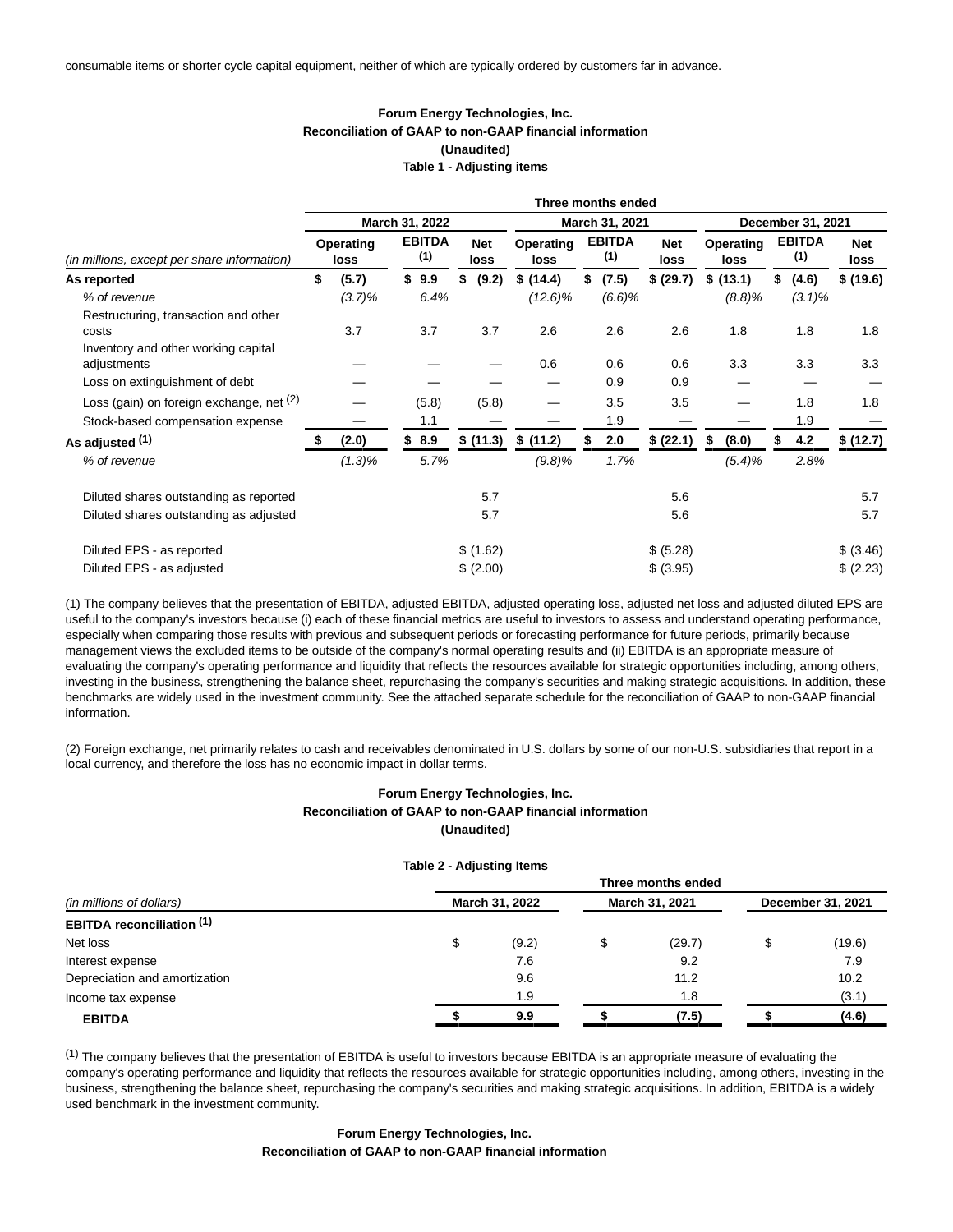consumable items or shorter cycle capital equipment, neither of which are typically ordered by customers far in advance.

**Forum Energy Technologies, Inc.**
**Reconciliation of GAAP to non-GAAP financial information**
**(Unaudited)**
**Table 1 - Adjusting items**

| | Three months ended | | | | | | | | |
|---|---|---|---|---|---|---|---|---|---|
| | March 31, 2022 | | | March 31, 2021 | | | December 31, 2021 | | |
| *(in millions, except per share information)* | Operating loss | EBITDA (1) | Net loss | Operating loss | EBITDA (1) | Net loss | Operating loss | EBITDA (1) | Net loss |
| **As reported** | **$ (5.7)** | **$ 9.9** | **$ (9.2)** | **$ (14.4)** | **$ (7.5)** | **$ (29.7)** | **$ (13.1)** | **$ (4.6)** | **$ (19.6)** |
| *% of revenue* | *(3.7)%* | *6.4%* | | *(12.6)%* | *(6.6)%* | | *(8.8)%* | *(3.1)%* | |
| Restructuring, transaction and other costs | 3.7 | 3.7 | 3.7 | 2.6 | 2.6 | 2.6 | 1.8 | 1.8 | 1.8 |
| Inventory and other working capital adjustments | — | — | — | 0.6 | 0.6 | 0.6 | 3.3 | 3.3 | 3.3 |
| Loss on extinguishment of debt | — | — | — | — | 0.9 | 0.9 | — | — | — |
| Loss (gain) on foreign exchange, net (2) | — | (5.8) | (5.8) | — | 3.5 | 3.5 | — | 1.8 | 1.8 |
| Stock-based compensation expense | — | 1.1 | — | — | 1.9 | — | — | 1.9 | — |
| **As adjusted (1)** | **$ (2.0)** | **$ 8.9** | **$ (11.3)** | **$ (11.2)** | **$ 2.0** | **$ (22.1)** | **$ (8.0)** | **$ 4.2** | **$ (12.7)** |
| *% of revenue* | *(1.3)%* | *5.7%* | | *(9.8)%* | *1.7%* | | *(5.4)%* | *2.8%* | |
| Diluted shares outstanding as reported | | | 5.7 | | | 5.6 | | | 5.7 |
| Diluted shares outstanding as adjusted | | | 5.7 | | | 5.6 | | | 5.7 |
| Diluted EPS - as reported | | | $ (1.62) | | | $ (5.28) | | | $ (3.46) |
| Diluted EPS - as adjusted | | | $ (2.00) | | | $ (3.95) | | | $ (2.23) |

(1) The company believes that the presentation of EBITDA, adjusted EBITDA, adjusted operating loss, adjusted net loss and adjusted diluted EPS are useful to the company's investors because (i) each of these financial metrics are useful to investors to assess and understand operating performance, especially when comparing those results with previous and subsequent periods or forecasting performance for future periods, primarily because management views the excluded items to be outside of the company's normal operating results and (ii) EBITDA is an appropriate measure of evaluating the company's operating performance and liquidity that reflects the resources available for strategic opportunities including, among others, investing in the business, strengthening the balance sheet, repurchasing the company's securities and making strategic acquisitions. In addition, these benchmarks are widely used in the investment community. See the attached separate schedule for the reconciliation of GAAP to non-GAAP financial information.

(2) Foreign exchange, net primarily relates to cash and receivables denominated in U.S. dollars by some of our non-U.S. subsidiaries that report in a local currency, and therefore the loss has no economic impact in dollar terms.

**Forum Energy Technologies, Inc.**
**Reconciliation of GAAP to non-GAAP financial information**
**(Unaudited)**

**Table 2 - Adjusting Items**

| | Three months ended | | |
|---|---|---|---|
| *(in millions of dollars)* | March 31, 2022 | March 31, 2021 | December 31, 2021 |
| **EBITDA reconciliation (1)** | | | |
| Net loss | $ (9.2) | $ (29.7) | $ (19.6) |
| Interest expense | 7.6 | 9.2 | 7.9 |
| Depreciation and amortization | 9.6 | 11.2 | 10.2 |
| Income tax expense | 1.9 | 1.8 | (3.1) |
| **EBITDA** | **$ 9.9** | **$ (7.5)** | **$ (4.6)** |

(1) The company believes that the presentation of EBITDA is useful to investors because EBITDA is an appropriate measure of evaluating the company's operating performance and liquidity that reflects the resources available for strategic opportunities including, among others, investing in the business, strengthening the balance sheet, repurchasing the company's securities and making strategic acquisitions. In addition, EBITDA is a widely used benchmark in the investment community.

**Forum Energy Technologies, Inc.**
**Reconciliation of GAAP to non-GAAP financial information**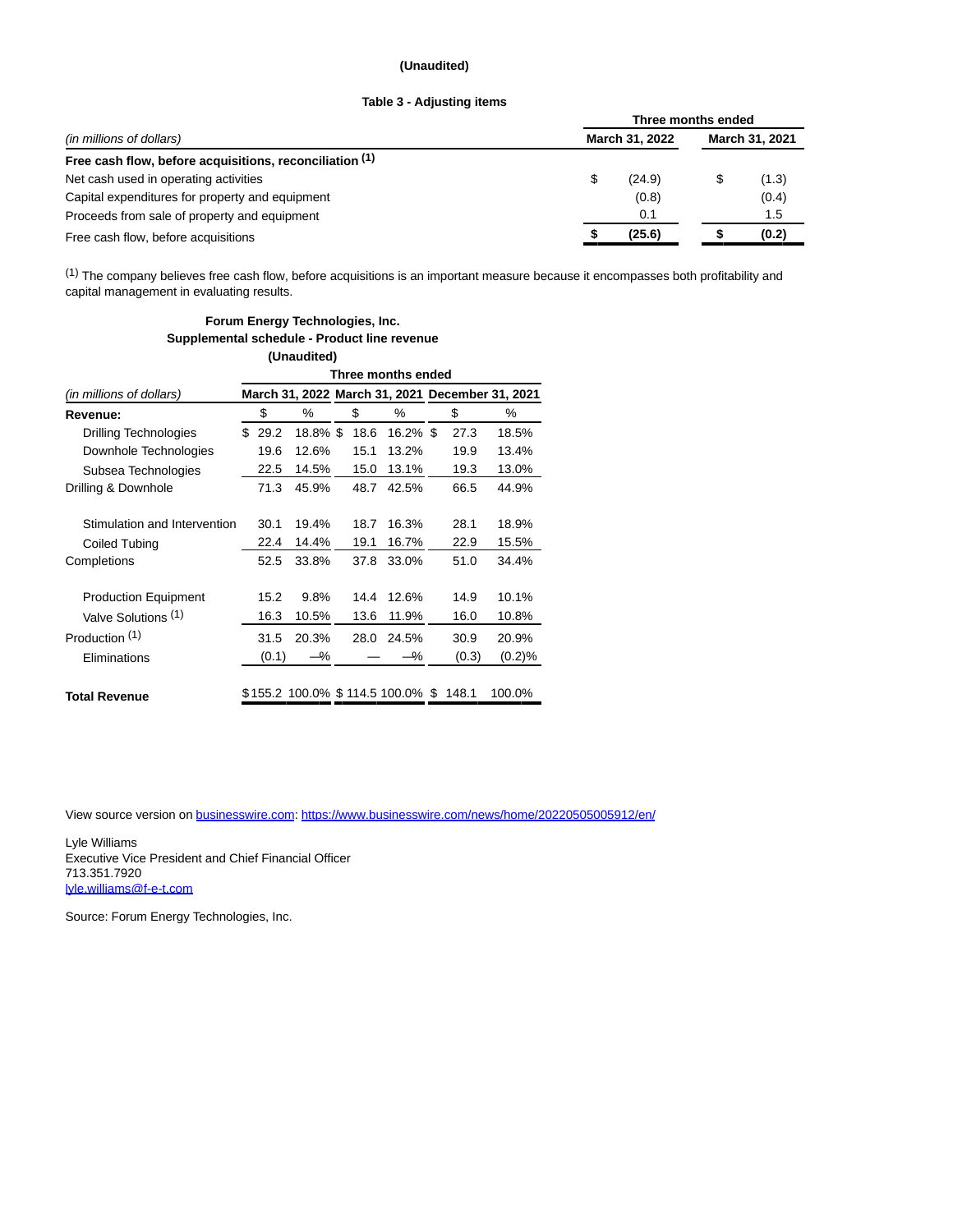**(Unaudited)**

**Table 3 - Adjusting items**

| *(in millions of dollars)* | Three months ended March 31, 2022 | Three months ended March 31, 2021 |
|---|---|---|
| **Free cash flow, before acquisitions, reconciliation [(1)]** | | |
| Net cash used in operating activities | $ (24.9) | $ (1.3) |
| Capital expenditures for property and equipment | (0.8) | (0.4) |
| Proceeds from sale of property and equipment | 0.1 | 1.5 |
| Free cash flow, before acquisitions | **$ (25.6)** | **$ (0.2)** |

[(1)] The company believes free cash flow, before acquisitions is an important measure because it encompasses both profitability and capital management in evaluating results.

**Forum Energy Technologies, Inc.**
**Supplemental schedule - Product line revenue**
**(Unaudited)**

| | Three months ended | | | | | |
|---|---|---|---|---|---|---|
| *(in millions of dollars)* | March 31, 2022 | | March 31, 2021 | | December 31, 2021 | |
| **Revenue:** | $ | % | $ | % | $ | % |
| Drilling Technologies | $ 29.2 | 18.8 % | $ 18.6 | 16.2 % | $ 27.3 | 18.5% |
| Downhole Technologies | 19.6 | 12.6% | 15.1 | 13.2% | 19.9 | 13.4% |
| Subsea Technologies | 22.5 | 14.5% | 15.0 | 13.1% | 19.3 | 13.0% |
| Drilling & Downhole | 71.3 | 45.9% | 48.7 | 42.5% | 66.5 | 44.9% |
| | | | | | | |
| Stimulation and Intervention | 30.1 | 19.4% | 18.7 | 16.3% | 28.1 | 18.9% |
| Coiled Tubing | 22.4 | 14.4% | 19.1 | 16.7% | 22.9 | 15.5% |
| Completions | 52.5 | 33.8% | 37.8 | 33.0% | 51.0 | 34.4% |
| | | | | | | |
| Production Equipment | 15.2 | 9.8% | 14.4 | 12.6% | 14.9 | 10.1% |
| Valve Solutions [(1)] | 16.3 | 10.5% | 13.6 | 11.9% | 16.0 | 10.8% |
| Production [(1)] | 31.5 | 20.3% | 28.0 | 24.5% | 30.9 | 20.9% |
| Eliminations | (0.1) | —% | — | —% | (0.3) | (0.2)% |
| | | | | | | |
| **Total Revenue** | $ 155.2 | 100.0% | $ 114.5 | 100.0% | $ 148.1 | 100.0% |

View source version on businesswire.com: https://www.businesswire.com/news/home/20220505005912/en/

Lyle Williams
Executive Vice President and Chief Financial Officer
713.351.7920
lyle.williams@f-e-t.com

Source: Forum Energy Technologies, Inc.